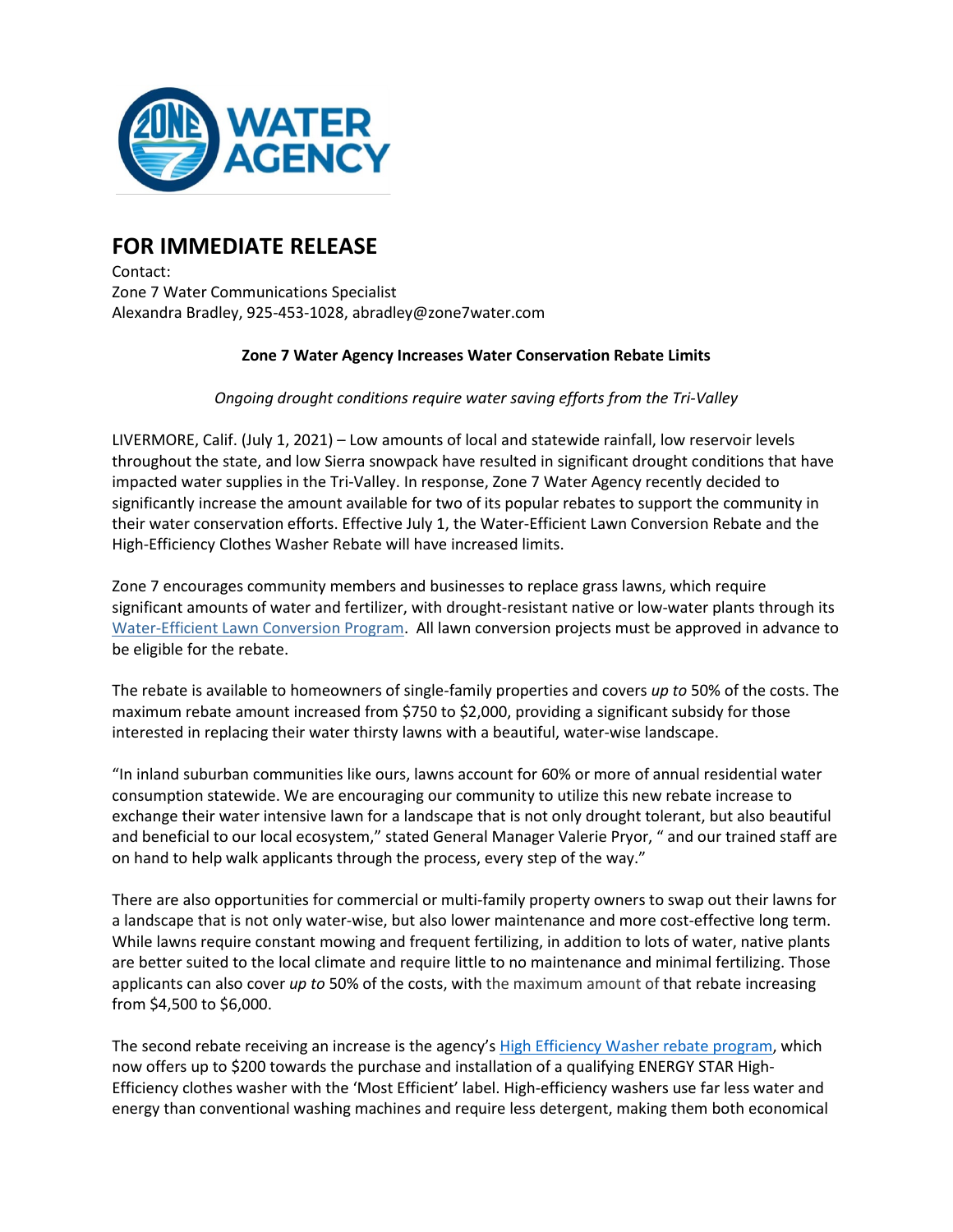# FOR IMMEDIATE RELEASE

Contact:
Zone 7 Water Communications Specialist
Alexandra Bradley, 925-453-1028, abradley@zone7water.com

**Zone 7 Water Agency Increases Water Conservation Rebate Limits**

*Ongoing drought conditions require water saving efforts from the Tri-Valley*

LIVERMORE, Calif. (July 1, 2021) – Low amounts of local and statewide rainfall, low reservoir levels throughout the state, and low Sierra snowpack have resulted in significant drought conditions that have impacted water supplies in the Tri-Valley. In response, Zone 7 Water Agency recently decided to significantly increase the amount available for two of its popular rebates to support the community in their water conservation efforts. Effective July 1, the Water-Efficient Lawn Conversion Rebate and the High-Efficiency Clothes Washer Rebate will have increased limits.

Zone 7 encourages community members and businesses to replace grass lawns, which require significant amounts of water and fertilizer, with drought-resistant native or low-water plants through its Water-Efficient Lawn Conversion Program. All lawn conversion projects must be approved in advance to be eligible for the rebate.

The rebate is available to homeowners of single-family properties and covers *up to* 50% of the costs. The maximum rebate amount increased from $750 to $2,000, providing a significant subsidy for those interested in replacing their water thirsty lawns with a beautiful, water-wise landscape.

"In inland suburban communities like ours, lawns account for 60% or more of annual residential water consumption statewide. We are encouraging our community to utilize this new rebate increase to exchange their water intensive lawn for a landscape that is not only drought tolerant, but also beautiful and beneficial to our local ecosystem," stated General Manager Valerie Pryor, " and our trained staff are on hand to help walk applicants through the process, every step of the way."

There are also opportunities for commercial or multi-family property owners to swap out their lawns for a landscape that is not only water-wise, but also lower maintenance and more cost-effective long term. While lawns require constant mowing and frequent fertilizing, in addition to lots of water, native plants are better suited to the local climate and require little to no maintenance and minimal fertilizing. Those applicants can also cover *up to* 50% of the costs, with the maximum amount of that rebate increasing from $4,500 to $6,000.

The second rebate receiving an increase is the agency's High Efficiency Washer rebate program, which now offers up to $200 towards the purchase and installation of a qualifying ENERGY STAR High-Efficiency clothes washer with the 'Most Efficient' label. High-efficiency washers use far less water and energy than conventional washing machines and require less detergent, making them both economical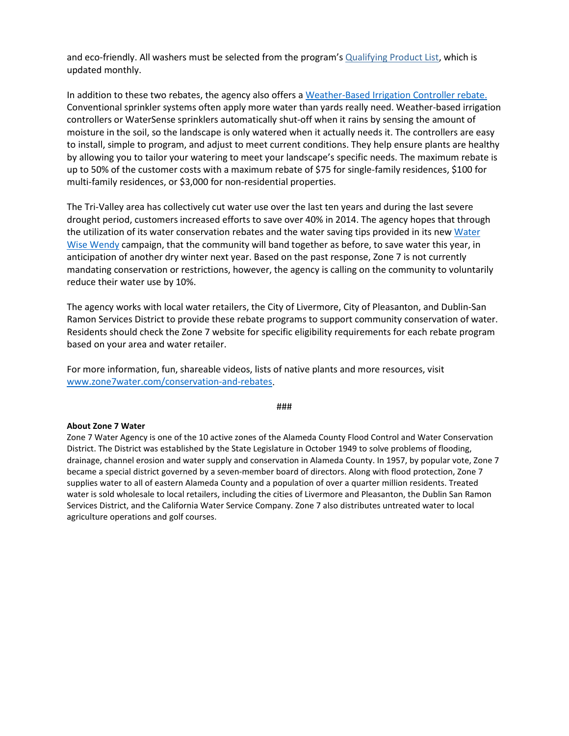and eco-friendly. All washers must be selected from the program's [Qualifying Product List](), which is updated monthly.

In addition to these two rebates, the agency also offers a [Weather-Based Irrigation Controller rebate.]() Conventional sprinkler systems often apply more water than yards really need. Weather-based irrigation controllers or WaterSense sprinklers automatically shut-off when it rains by sensing the amount of moisture in the soil, so the landscape is only watered when it actually needs it. The controllers are easy to install, simple to program, and adjust to meet current conditions. They help ensure plants are healthy by allowing you to tailor your watering to meet your landscape's specific needs. The maximum rebate is up to 50% of the customer costs with a maximum rebate of $75 for single-family residences, $100 for multi-family residences, or $3,000 for non-residential properties.

The Tri-Valley area has collectively cut water use over the last ten years and during the last severe drought period, customers increased efforts to save over 40% in 2014. The agency hopes that through the utilization of its water conservation rebates and the water saving tips provided in its new [Water Wise Wendy]() campaign, that the community will band together as before, to save water this year, in anticipation of another dry winter next year. Based on the past response, Zone 7 is not currently mandating conservation or restrictions, however, the agency is calling on the community to voluntarily reduce their water use by 10%.

The agency works with local water retailers, the City of Livermore, City of Pleasanton, and Dublin-San Ramon Services District to provide these rebate programs to support community conservation of water. Residents should check the Zone 7 website for specific eligibility requirements for each rebate program based on your area and water retailer.

For more information, fun, shareable videos, lists of native plants and more resources, visit [www.zone7water.com/conservation-and-rebates](www.zone7water.com/conservation-and-rebates).

###

**About Zone 7 Water**

Zone 7 Water Agency is one of the 10 active zones of the Alameda County Flood Control and Water Conservation District. The District was established by the State Legislature in October 1949 to solve problems of flooding, drainage, channel erosion and water supply and conservation in Alameda County. In 1957, by popular vote, Zone 7 became a special district governed by a seven-member board of directors. Along with flood protection, Zone 7 supplies water to all of eastern Alameda County and a population of over a quarter million residents. Treated water is sold wholesale to local retailers, including the cities of Livermore and Pleasanton, the Dublin San Ramon Services District, and the California Water Service Company. Zone 7 also distributes untreated water to local agriculture operations and golf courses.